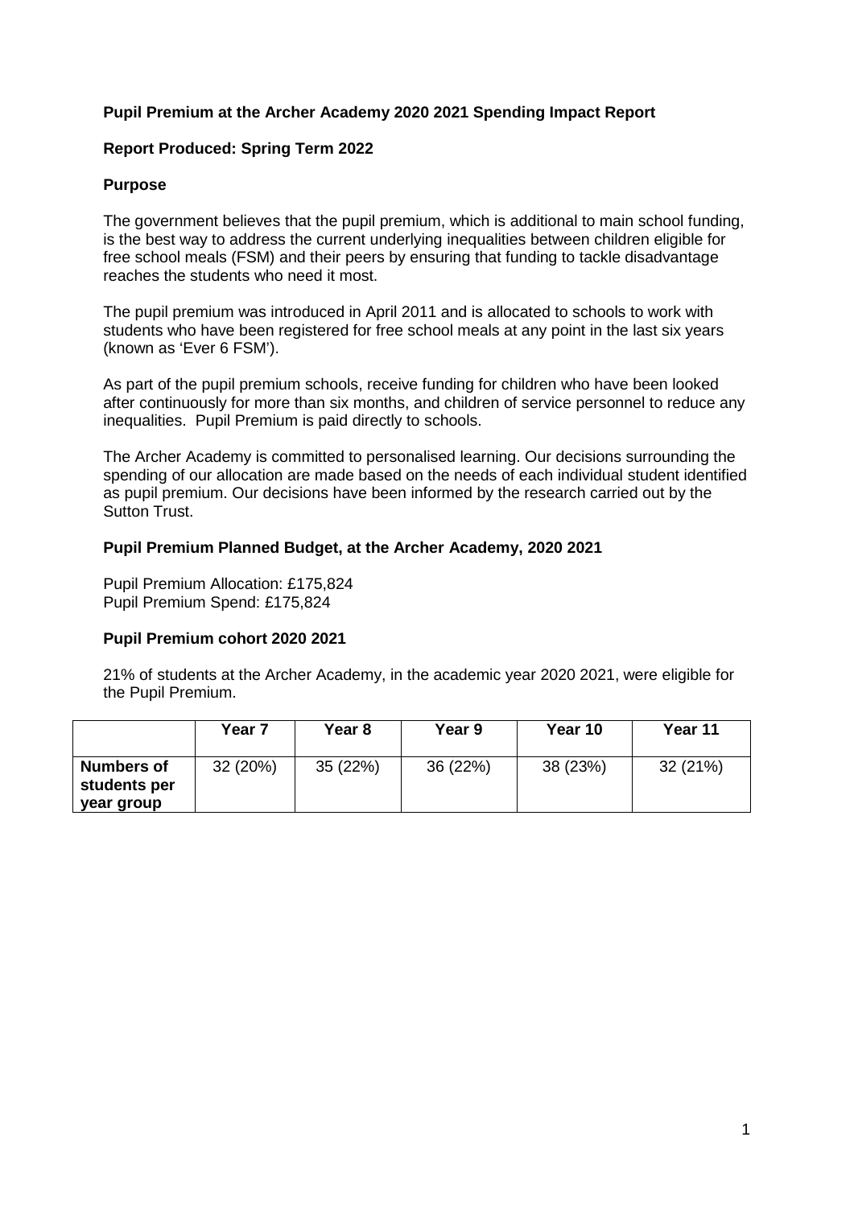# Pupil Premium at the Archer Academy 2020 2021 Spending Impact Report

**Report Produced: Spring Term 2022**

## Purpose

The government believes that the pupil premium, which is additional to main school funding, is the best way to address the current underlying inequalities between children eligible for free school meals (FSM) and their peers by ensuring that funding to tackle disadvantage reaches the students who need it most.

The pupil premium was introduced in April 2011 and is allocated to schools to work with students who have been registered for free school meals at any point in the last six years (known as 'Ever 6 FSM').

As part of the pupil premium schools, receive funding for children who have been looked after continuously for more than six months, and children of service personnel to reduce any inequalities. Pupil Premium is paid directly to schools.

The Archer Academy is committed to personalised learning. Our decisions surrounding the spending of our allocation are made based on the needs of each individual student identified as pupil premium. Our decisions have been informed by the research carried out by the Sutton Trust.

## Pupil Premium Planned Budget, at the Archer Academy, 2020 2021

Pupil Premium Allocation: £175,824
Pupil Premium Spend: £175,824

## Pupil Premium cohort 2020 2021

21% of students at the Archer Academy, in the academic year 2020 2021, were eligible for the Pupil Premium.

| | Year 7 | Year 8 | Year 9 | Year 10 | Year 11 |
|---|---|---|---|---|---|
| **Numbers of students per year group** | 32 (20%) | 35 (22%) | 36 (22%) | 38 (23%) | 32 (21%) |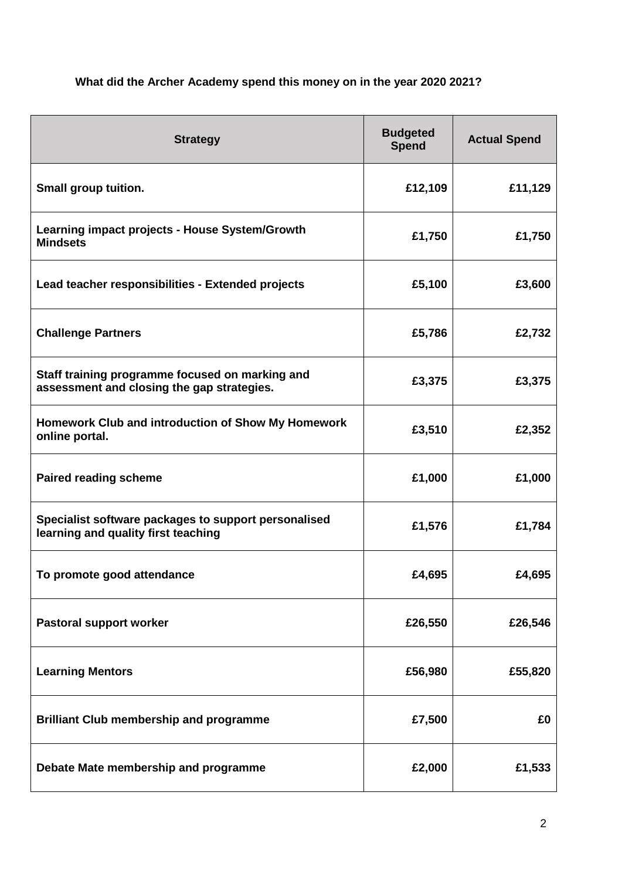**What did the Archer Academy spend this money on in the year 2020 2021?**

| Strategy | Budgeted Spend | Actual Spend |
|---|---|---|
| Small group tuition. | £12,109 | £11,129 |
| Learning impact projects - House System/Growth Mindsets | £1,750 | £1,750 |
| Lead teacher responsibilities - Extended projects | £5,100 | £3,600 |
| Challenge Partners | £5,786 | £2,732 |
| Staff training programme focused on marking and assessment and closing the gap strategies. | £3,375 | £3,375 |
| Homework Club and introduction of Show My Homework online portal. | £3,510 | £2,352 |
| Paired reading scheme | £1,000 | £1,000 |
| Specialist software packages to support personalised learning and quality first teaching | £1,576 | £1,784 |
| To promote good attendance | £4,695 | £4,695 |
| Pastoral support worker | £26,550 | £26,546 |
| Learning Mentors | £56,980 | £55,820 |
| Brilliant Club membership and programme | £7,500 | £0 |
| Debate Mate membership and programme | £2,000 | £1,533 |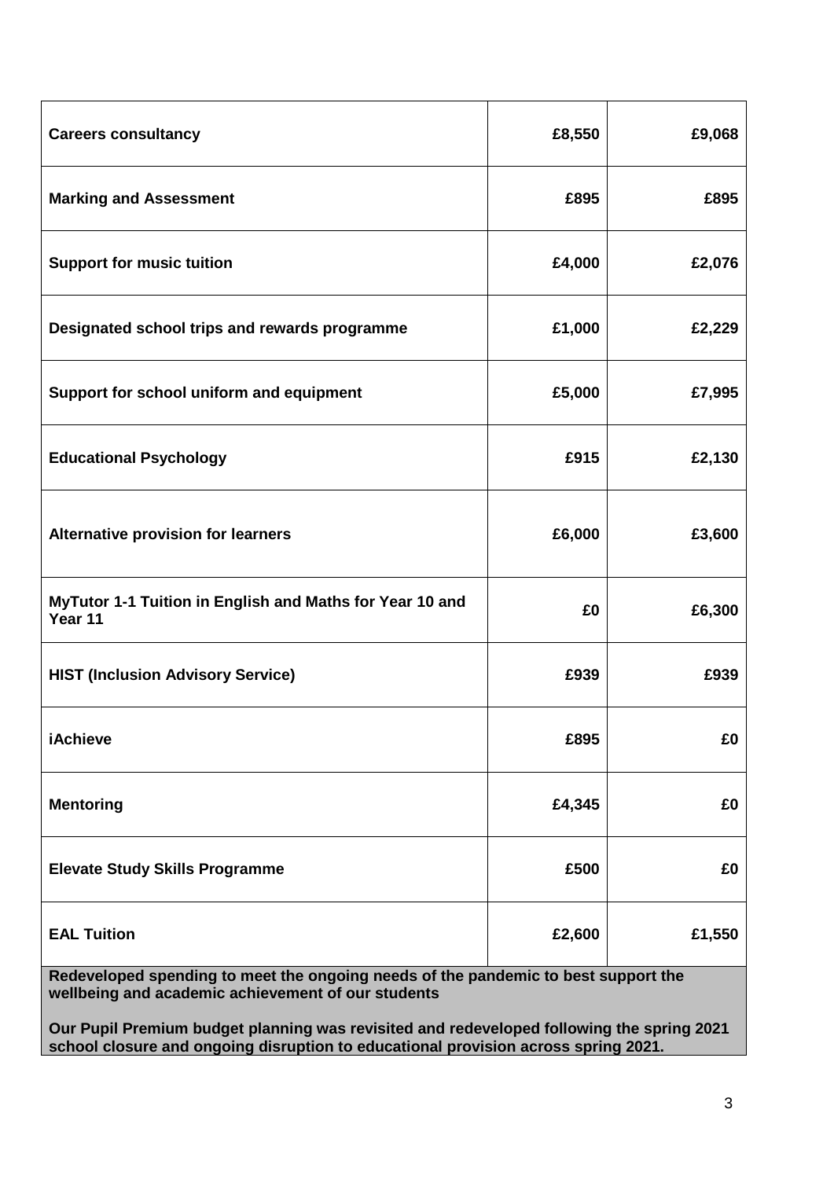| | | |
|---|---|---|
| **Careers consultancy** | **£8,550** | **£9,068** |
| **Marking and Assessment** | **£895** | **£895** |
| **Support for music tuition** | **£4,000** | **£2,076** |
| **Designated school trips and rewards programme** | **£1,000** | **£2,229** |
| **Support for school uniform and equipment** | **£5,000** | **£7,995** |
| **Educational Psychology** | **£915** | **£2,130** |
| **Alternative provision for learners** | **£6,000** | **£3,600** |
| **MyTutor 1-1 Tuition in English and Maths for Year 10 and Year 11** | **£0** | **£6,300** |
| **HIST (Inclusion Advisory Service)** | **£939** | **£939** |
| **iAchieve** | **£895** | **£0** |
| **Mentoring** | **£4,345** | **£0** |
| **Elevate Study Skills Programme** | **£500** | **£0** |
| **EAL Tuition** | **£2,600** | **£1,550** |

**Redeveloped spending to meet the ongoing needs of the pandemic to best support the wellbeing and academic achievement of our students**

**Our Pupil Premium budget planning was revisited and redeveloped following the spring 2021 school closure and ongoing disruption to educational provision across spring 2021.**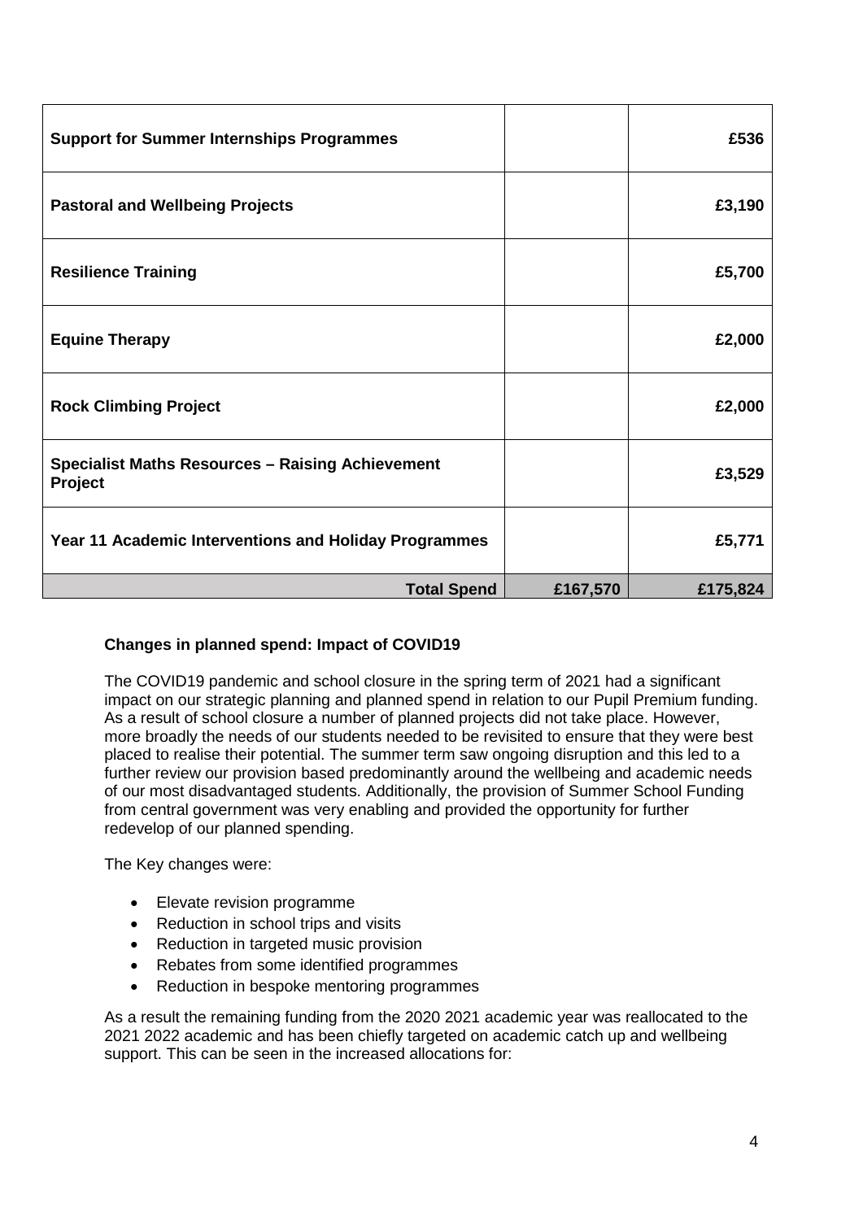| | | |
|---|---|---|
| **Support for Summer Internships Programmes** | | **£536** |
| **Pastoral and Wellbeing Projects** | | **£3,190** |
| **Resilience Training** | | **£5,700** |
| **Equine Therapy** | | **£2,000** |
| **Rock Climbing Project** | | **£2,000** |
| **Specialist Maths Resources – Raising Achievement Project** | | **£3,529** |
| **Year 11 Academic Interventions and Holiday Programmes** | | **£5,771** |
| **Total Spend** | **£167,570** | **£175,824** |

**Changes in planned spend: Impact of COVID19**

The COVID19 pandemic and school closure in the spring term of 2021 had a significant impact on our strategic planning and planned spend in relation to our Pupil Premium funding. As a result of school closure a number of planned projects did not take place. However, more broadly the needs of our students needed to be revisited to ensure that they were best placed to realise their potential. The summer term saw ongoing disruption and this led to a further review our provision based predominantly around the wellbeing and academic needs of our most disadvantaged students. Additionally, the provision of Summer School Funding from central government was very enabling and provided the opportunity for further redevelop of our planned spending.

The Key changes were:

- Elevate revision programme
- Reduction in school trips and visits
- Reduction in targeted music provision
- Rebates from some identified programmes
- Reduction in bespoke mentoring programmes

As a result the remaining funding from the 2020 2021 academic year was reallocated to the 2021 2022 academic and has been chiefly targeted on academic catch up and wellbeing support. This can be seen in the increased allocations for: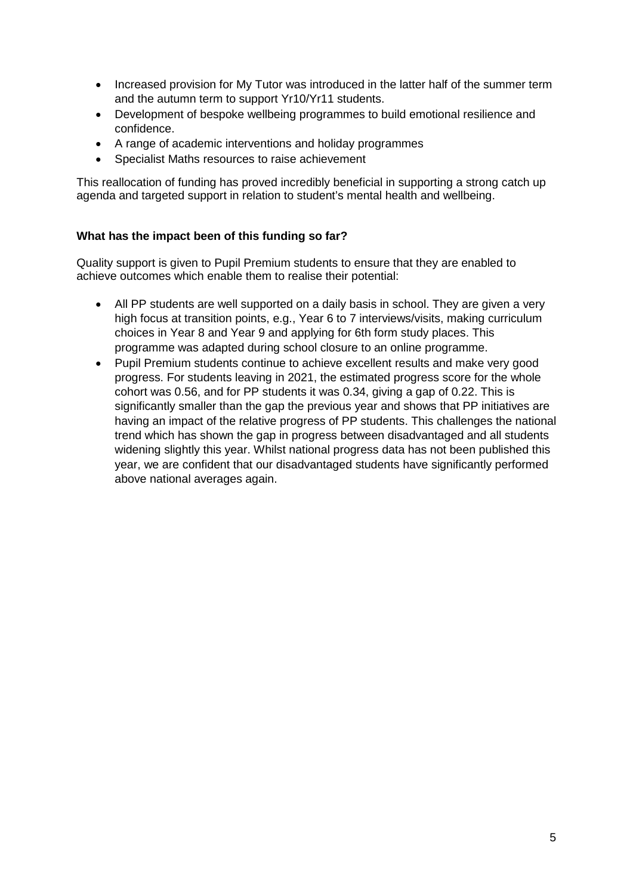- Increased provision for My Tutor was introduced in the latter half of the summer term and the autumn term to support Yr10/Yr11 students.
- Development of bespoke wellbeing programmes to build emotional resilience and confidence.
- A range of academic interventions and holiday programmes
- Specialist Maths resources to raise achievement

This reallocation of funding has proved incredibly beneficial in supporting a strong catch up agenda and targeted support in relation to student's mental health and wellbeing.

**What has the impact been of this funding so far?**

Quality support is given to Pupil Premium students to ensure that they are enabled to achieve outcomes which enable them to realise their potential:

- All PP students are well supported on a daily basis in school. They are given a very high focus at transition points, e.g., Year 6 to 7 interviews/visits, making curriculum choices in Year 8 and Year 9 and applying for 6th form study places. This programme was adapted during school closure to an online programme.
- Pupil Premium students continue to achieve excellent results and make very good progress. For students leaving in 2021, the estimated progress score for the whole cohort was 0.56, and for PP students it was 0.34, giving a gap of 0.22. This is significantly smaller than the gap the previous year and shows that PP initiatives are having an impact of the relative progress of PP students. This challenges the national trend which has shown the gap in progress between disadvantaged and all students widening slightly this year. Whilst national progress data has not been published this year, we are confident that our disadvantaged students have significantly performed above national averages again.